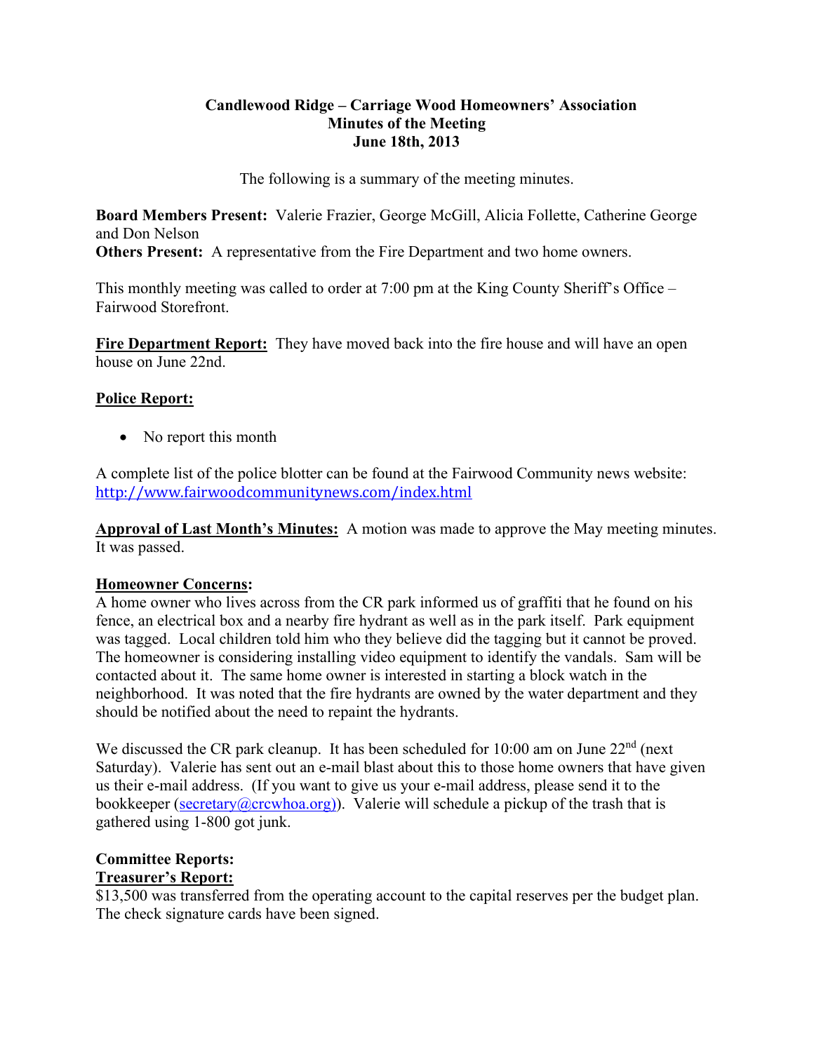**Candlewood Ridge – Carriage Wood Homeowners' Association**
**Minutes of the Meeting**
**June 18th, 2013**

The following is a summary of the meeting minutes.

**Board Members Present:** Valerie Frazier, George McGill, Alicia Follette, Catherine George and Don Nelson
**Others Present:** A representative from the Fire Department and two home owners.

This monthly meeting was called to order at 7:00 pm at the King County Sheriff's Office – Fairwood Storefront.

**Fire Department Report:** They have moved back into the fire house and will have an open house on June 22nd.

**Police Report:**

- No report this month

A complete list of the police blotter can be found at the Fairwood Community news website: http://www.fairwoodcommunitynews.com/index.html

**Approval of Last Month's Minutes:** A motion was made to approve the May meeting minutes. It was passed.

**Homeowner Concerns:**
A home owner who lives across from the CR park informed us of graffiti that he found on his fence, an electrical box and a nearby fire hydrant as well as in the park itself. Park equipment was tagged. Local children told him who they believe did the tagging but it cannot be proved. The homeowner is considering installing video equipment to identify the vandals. Sam will be contacted about it. The same home owner is interested in starting a block watch in the neighborhood. It was noted that the fire hydrants are owned by the water department and they should be notified about the need to repaint the hydrants.

We discussed the CR park cleanup. It has been scheduled for 10:00 am on June 22nd (next Saturday). Valerie has sent out an e-mail blast about this to those home owners that have given us their e-mail address. (If you want to give us your e-mail address, please send it to the bookkeeper (secretary@crcwhoa.org)). Valerie will schedule a pickup of the trash that is gathered using 1-800 got junk.

**Committee Reports:**
**Treasurer's Report:**
$13,500 was transferred from the operating account to the capital reserves per the budget plan. The check signature cards have been signed.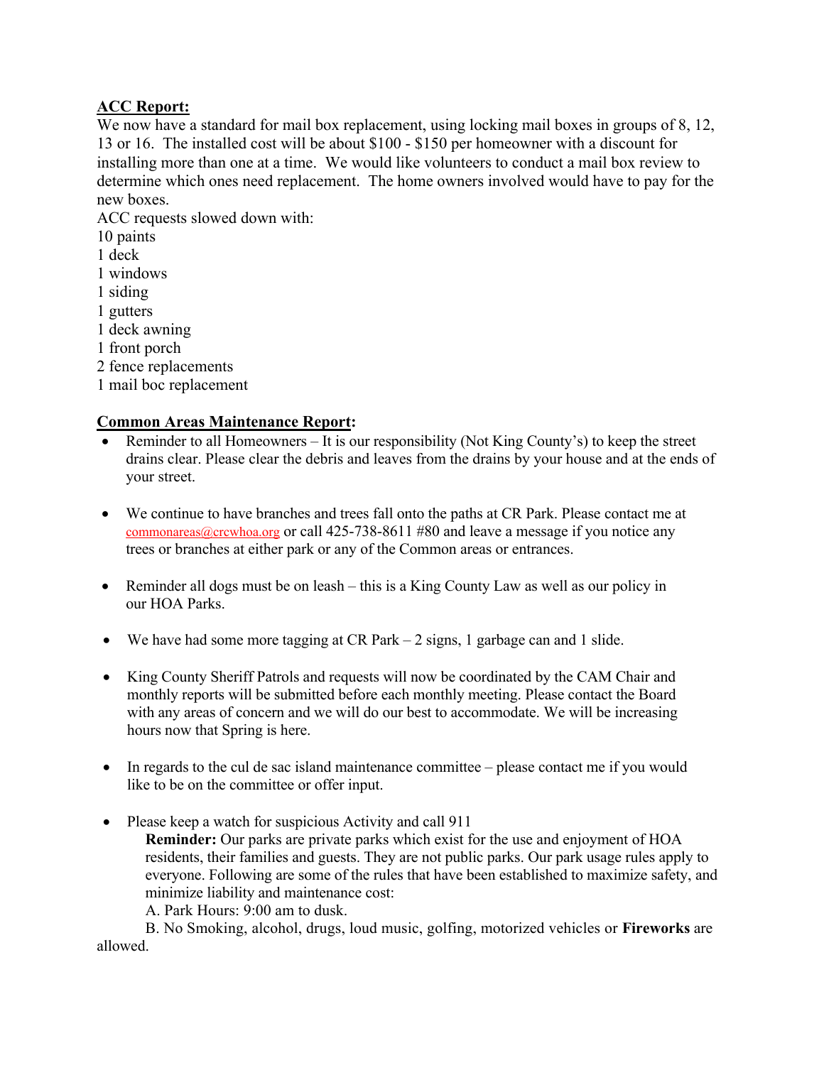**ACC Report:**

We now have a standard for mail box replacement, using locking mail boxes in groups of 8, 12, 13 or 16. The installed cost will be about $100 - $150 per homeowner with a discount for installing more than one at a time. We would like volunteers to conduct a mail box review to determine which ones need replacement. The home owners involved would have to pay for the new boxes.

ACC requests slowed down with:
10 paints
1 deck
1 windows
1 siding
1 gutters
1 deck awning
1 front porch
2 fence replacements
1 mail boc replacement

**Common Areas Maintenance Report:**

- Reminder to all Homeowners – It is our responsibility (Not King County's) to keep the street drains clear. Please clear the debris and leaves from the drains by your house and at the ends of your street.

- We continue to have branches and trees fall onto the paths at CR Park. Please contact me at commonareas@crcwhoa.org or call 425-738-8611 #80 and leave a message if you notice any trees or branches at either park or any of the Common areas or entrances.

- Reminder all dogs must be on leash – this is a King County Law as well as our policy in our HOA Parks.

- We have had some more tagging at CR Park – 2 signs, 1 garbage can and 1 slide.

- King County Sheriff Patrols and requests will now be coordinated by the CAM Chair and monthly reports will be submitted before each monthly meeting. Please contact the Board with any areas of concern and we will do our best to accommodate. We will be increasing hours now that Spring is here.

- In regards to the cul de sac island maintenance committee – please contact me if you would like to be on the committee or offer input.

- Please keep a watch for suspicious Activity and call 911

  **Reminder:** Our parks are private parks which exist for the use and enjoyment of HOA residents, their families and guests. They are not public parks. Our park usage rules apply to everyone. Following are some of the rules that have been established to maximize safety, and minimize liability and maintenance cost:

  A. Park Hours: 9:00 am to dusk.

  B. No Smoking, alcohol, drugs, loud music, golfing, motorized vehicles or **Fireworks** are allowed.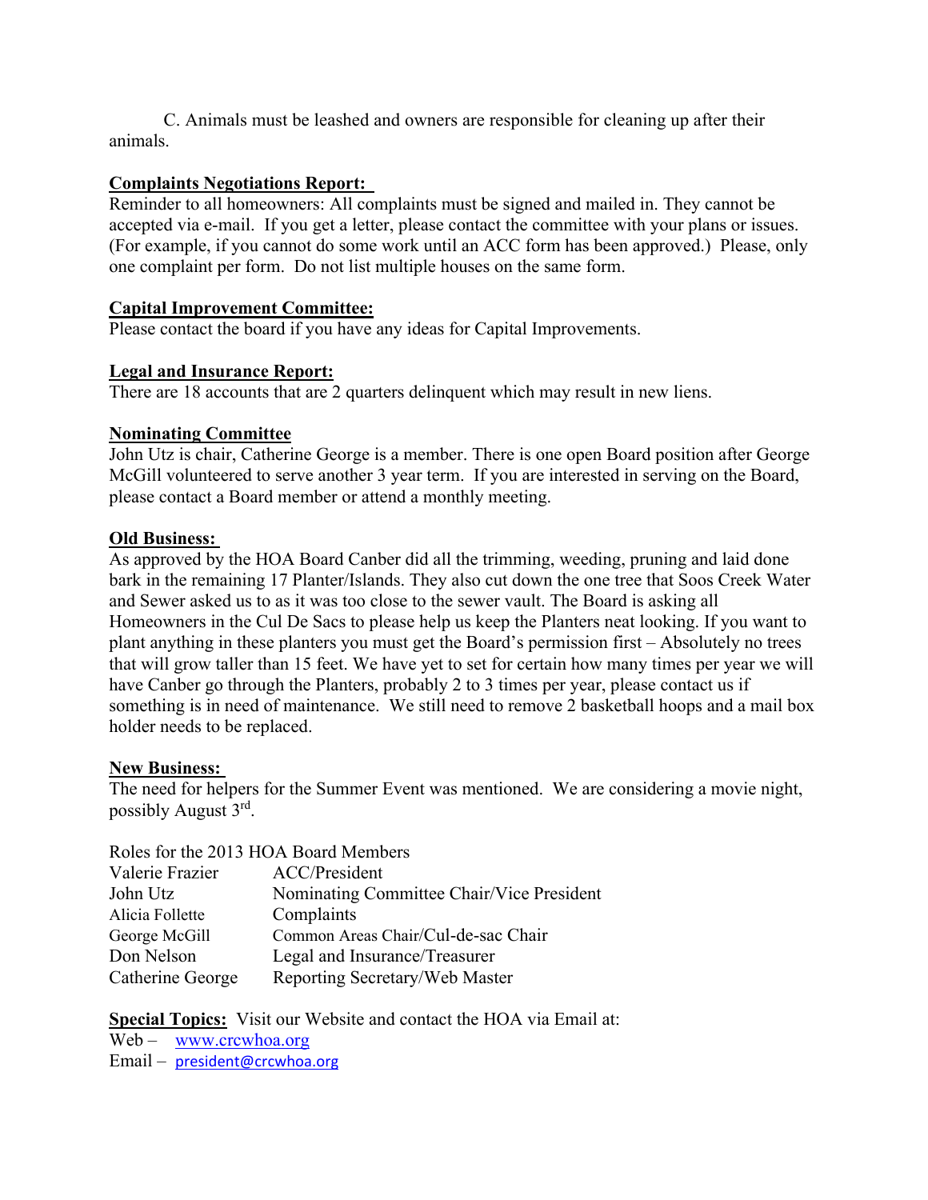C. Animals must be leashed and owners are responsible for cleaning up after their animals.

**Complaints Negotiations Report:**
Reminder to all homeowners: All complaints must be signed and mailed in. They cannot be accepted via e-mail. If you get a letter, please contact the committee with your plans or issues. (For example, if you cannot do some work until an ACC form has been approved.) Please, only one complaint per form. Do not list multiple houses on the same form.

**Capital Improvement Committee:**
Please contact the board if you have any ideas for Capital Improvements.

**Legal and Insurance Report:**
There are 18 accounts that are 2 quarters delinquent which may result in new liens.

**Nominating Committee**
John Utz is chair, Catherine George is a member. There is one open Board position after George McGill volunteered to serve another 3 year term. If you are interested in serving on the Board, please contact a Board member or attend a monthly meeting.

**Old Business:**
As approved by the HOA Board Canber did all the trimming, weeding, pruning and laid done bark in the remaining 17 Planter/Islands. They also cut down the one tree that Soos Creek Water and Sewer asked us to as it was too close to the sewer vault. The Board is asking all Homeowners in the Cul De Sacs to please help us keep the Planters neat looking. If you want to plant anything in these planters you must get the Board's permission first – Absolutely no trees that will grow taller than 15 feet. We have yet to set for certain how many times per year we will have Canber go through the Planters, probably 2 to 3 times per year, please contact us if something is in need of maintenance. We still need to remove 2 basketball hoops and a mail box holder needs to be replaced.

**New Business:**
The need for helpers for the Summer Event was mentioned. We are considering a movie night, possibly August 3rd.

Roles for the 2013 HOA Board Members

| | |
|---|---|
| Valerie Frazier | ACC/President |
| John Utz | Nominating Committee Chair/Vice President |
| Alicia Follette | Complaints |
| George McGill | Common Areas Chair/Cul-de-sac Chair |
| Don Nelson | Legal and Insurance/Treasurer |
| Catherine George | Reporting Secretary/Web Master |

**Special Topics:** Visit our Website and contact the HOA via Email at:
Web – www.crcwhoa.org
Email – president@crcwhoa.org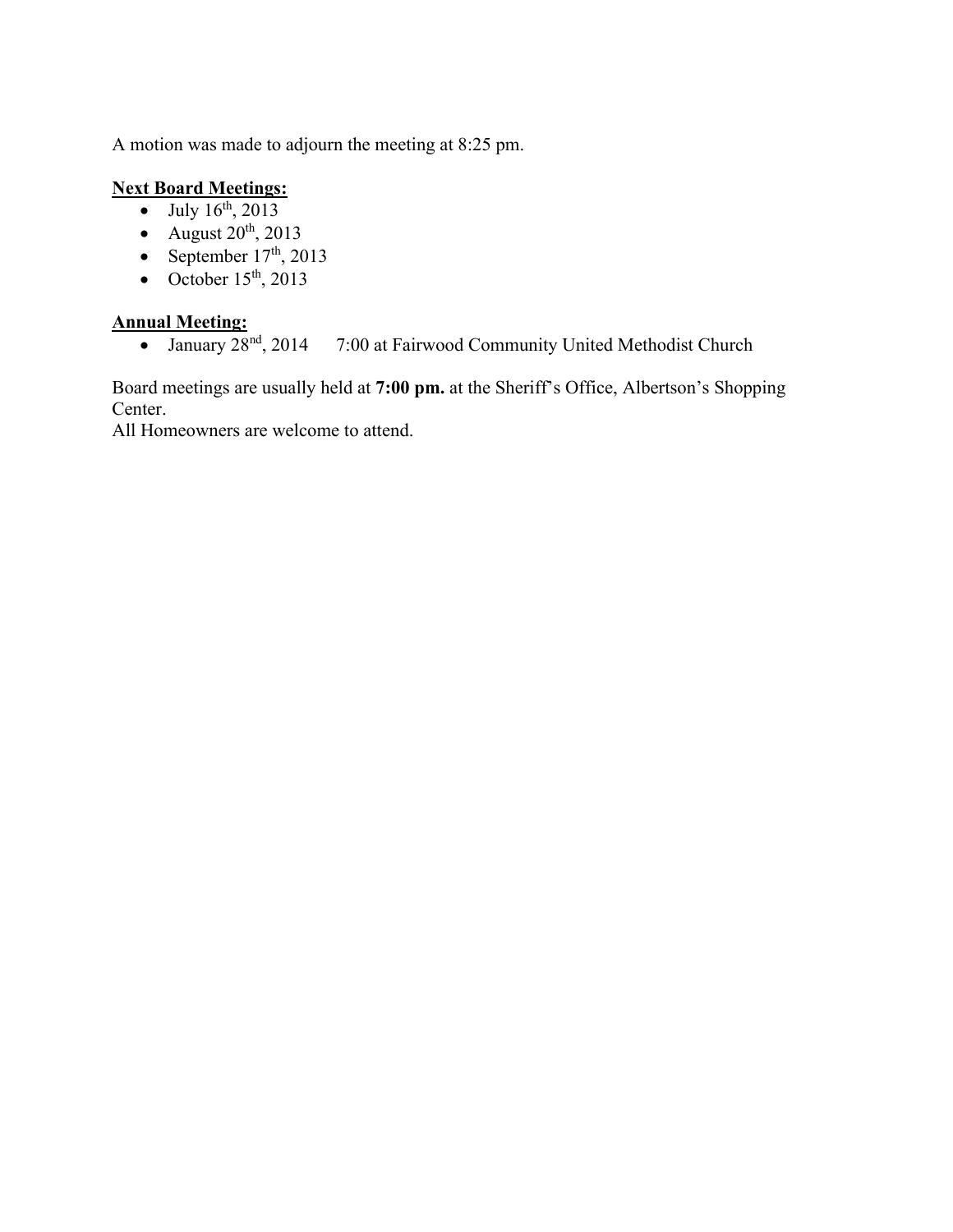A motion was made to adjourn the meeting at 8:25 pm.

**Next Board Meetings:**

- July 16th, 2013
- August 20th, 2013
- September 17th, 2013
- October 15th, 2013

**Annual Meeting:**

- January 28nd, 2014 7:00 at Fairwood Community United Methodist Church

Board meetings are usually held at **7:00 pm.** at the Sheriff's Office, Albertson's Shopping Center.
All Homeowners are welcome to attend.